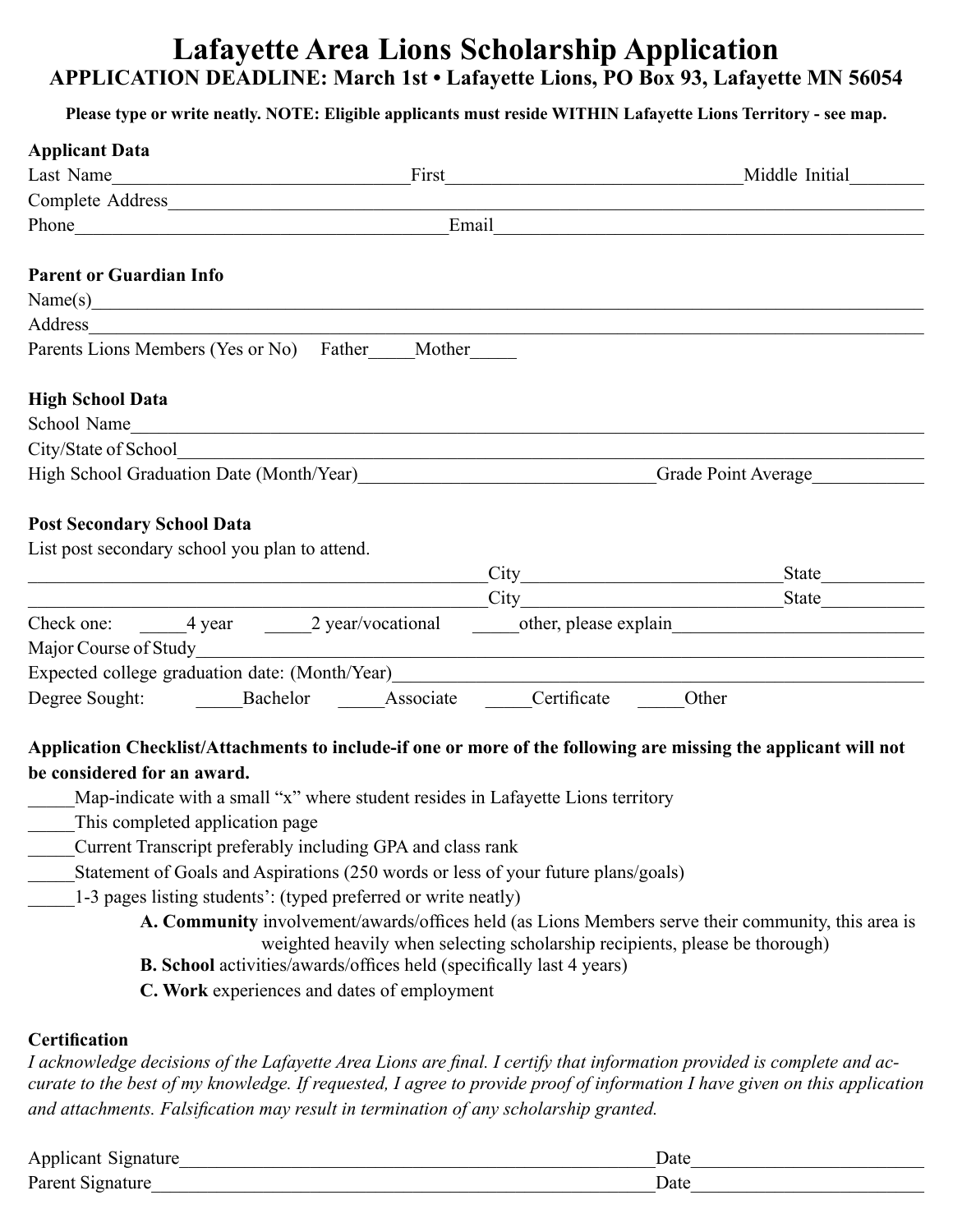# Lafayette Area Lions Scholarship Application

**APPLICATION DEADLINE: March 1st • Lafayette Lions, PO Box 93, Lafayette MN 56054**

**Please type or write neatly. NOTE: Eligible applicants must reside WITHIN Lafayette Lions Territory - see map.**

**Applicant Data**

Last Name________________________________First________________________________Middle Initial________

Complete Address__________________________________________________________________________

Phone________________________________________Email__________________________________________

**Parent or Guardian Info**

Name(s)__________________________________________________________________________________

Address__________________________________________________________________________________

Parents Lions Members (Yes or No) Father_____Mother_____

**High School Data**

School Name______________________________________________________________________________

City/State of School_________________________________________________________________________

High School Graduation Date (Month/Year)________________________________Grade Point Average____________

**Post Secondary School Data**

List post secondary school you plan to attend.

__________________________________________________City___________________________State___________

__________________________________________________City___________________________State___________

Check one: _____4 year _____2 year/vocational _____other, please explain___________________________

Major Course of Study_______________________________________________________________________

Expected college graduation date: (Month/Year)_________________________________________________

Degree Sought: _____Bachelor _____Associate _____Certificate _____Other

**Application Checklist/Attachments to include-if one or more of the following are missing the applicant will not be considered for an award.**

_____Map-indicate with a small "x" where student resides in Lafayette Lions territory

_____This completed application page

_____Current Transcript preferably including GPA and class rank

_____Statement of Goals and Aspirations (250 words or less of your future plans/goals)

_____1-3 pages listing students': (typed preferred or write neatly)

- **A. Community** involvement/awards/offices held (as Lions Members serve their community, this area is weighted heavily when selecting scholarship recipients, please be thorough)
- **B. School** activities/awards/offices held (specifically last 4 years)
- **C. Work** experiences and dates of employment

**Certification**

*I acknowledge decisions of the Lafayette Area Lions are final. I certify that information provided is complete and accurate to the best of my knowledge. If requested, I agree to provide proof of information I have given on this application and attachments. Falsification may result in termination of any scholarship granted.*

Applicant Signature____________________________________________________Date________________________

Parent Signature______________________________________________________Date________________________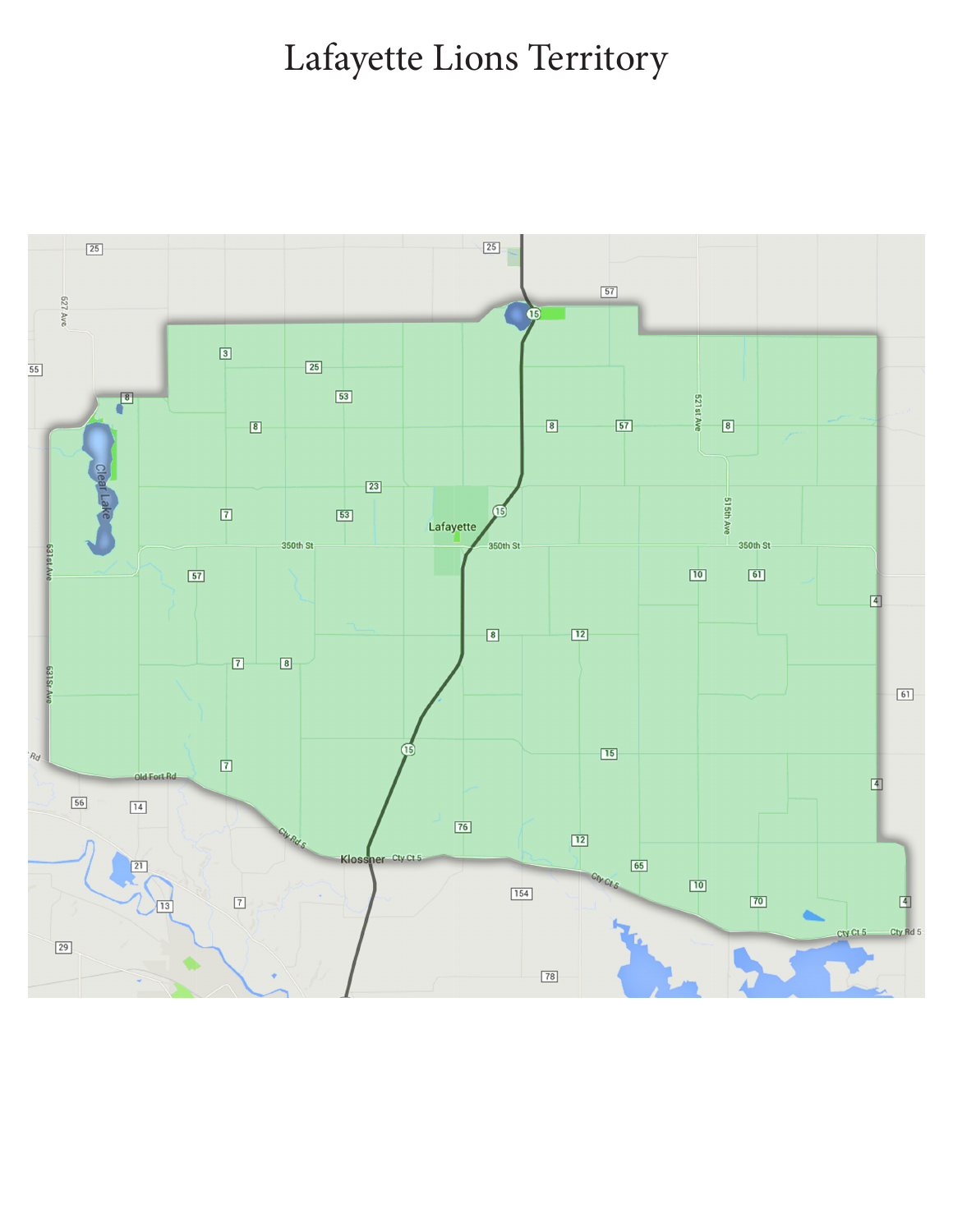# Lafayette Lions Territory